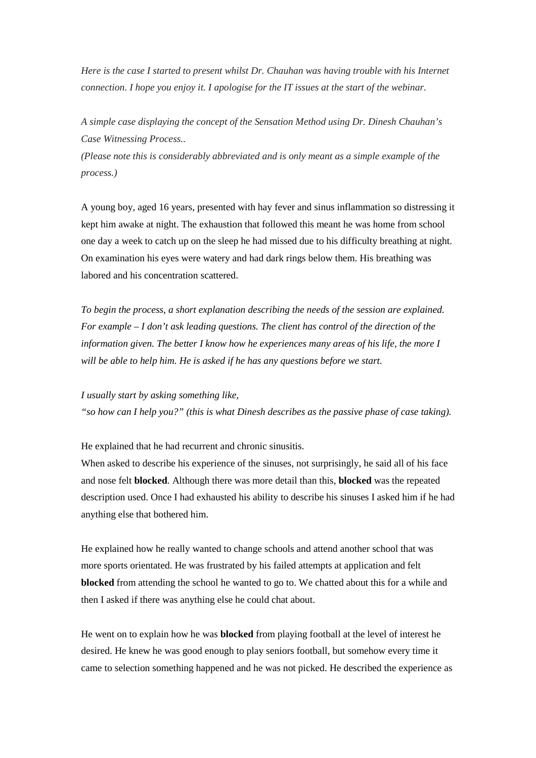*Here is the case I started to present whilst Dr. Chauhan was having trouble with his Internet connection. I hope you enjoy it. I apologise for the IT issues at the start of the webinar.*

*A simple case displaying the concept of the Sensation Method using Dr. Dinesh Chauhan's Case Witnessing Process..*

*(Please note this is considerably abbreviated and is only meant as a simple example of the process.)*

A young boy, aged 16 years, presented with hay fever and sinus inflammation so distressing it kept him awake at night. The exhaustion that followed this meant he was home from school one day a week to catch up on the sleep he had missed due to his difficulty breathing at night. On examination his eyes were watery and had dark rings below them. His breathing was labored and his concentration scattered.

*To begin the process, a short explanation describing the needs of the session are explained. For example – I don't ask leading questions. The client has control of the direction of the information given. The better I know how he experiences many areas of his life, the more I will be able to help him. He is asked if he has any questions before we start.*

*I usually start by asking something like,*
*"so how can I help you?" (this is what Dinesh describes as the passive phase of case taking).*

He explained that he had recurrent and chronic sinusitis.
When asked to describe his experience of the sinuses, not surprisingly, he said all of his face and nose felt **blocked**. Although there was more detail than this, **blocked** was the repeated description used. Once I had exhausted his ability to describe his sinuses I asked him if he had anything else that bothered him.

He explained how he really wanted to change schools and attend another school that was more sports orientated. He was frustrated by his failed attempts at application and felt **blocked** from attending the school he wanted to go to. We chatted about this for a while and then I asked if there was anything else he could chat about.

He went on to explain how he was **blocked** from playing football at the level of interest he desired. He knew he was good enough to play seniors football, but somehow every time it came to selection something happened and he was not picked. He described the experience as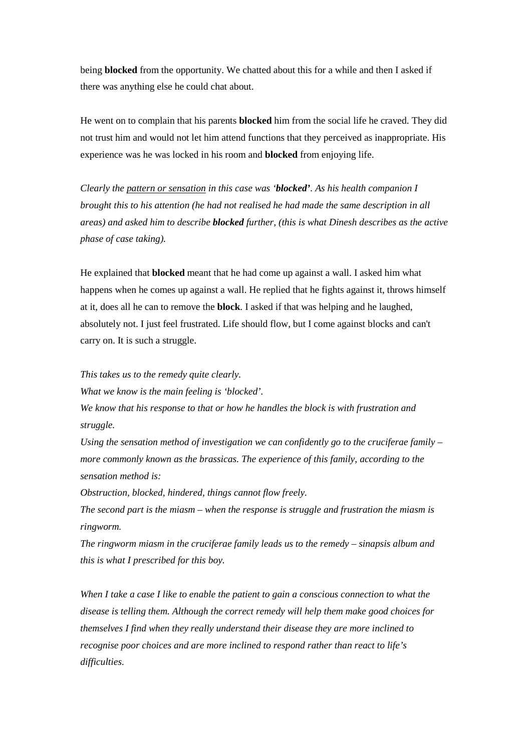being **blocked** from the opportunity. We chatted about this for a while and then I asked if there was anything else he could chat about.

He went on to complain that his parents **blocked** him from the social life he craved. They did not trust him and would not let him attend functions that they perceived as inappropriate. His experience was he was locked in his room and **blocked** from enjoying life.

*Clearly the <u>pattern or sensation</u> in this case was '**blocked**'. As his health companion I brought this to his attention (he had not realised he had made the same description in all areas) and asked him to describe **blocked** further, (this is what Dinesh describes as the active phase of case taking).*

He explained that **blocked** meant that he had come up against a wall. I asked him what happens when he comes up against a wall. He replied that he fights against it, throws himself at it, does all he can to remove the **block**. I asked if that was helping and he laughed, absolutely not. I just feel frustrated. Life should flow, but I come against blocks and can't carry on. It is such a struggle.

*This takes us to the remedy quite clearly.*
*What we know is the main feeling is 'blocked'.*
*We know that his response to that or how he handles the block is with frustration and struggle.*
*Using the sensation method of investigation we can confidently go to the cruciferae family – more commonly known as the brassicas. The experience of this family, according to the sensation method is:*
*Obstruction, blocked, hindered, things cannot flow freely.*
*The second part is the miasm – when the response is struggle and frustration the miasm is ringworm.*
*The ringworm miasm in the cruciferae family leads us to the remedy – sinapsis album and this is what I prescribed for this boy.*

*When I take a case I like to enable the patient to gain a conscious connection to what the disease is telling them. Although the correct remedy will help them make good choices for themselves I find when they really understand their disease they are more inclined to recognise poor choices and are more inclined to respond rather than react to life's difficulties.*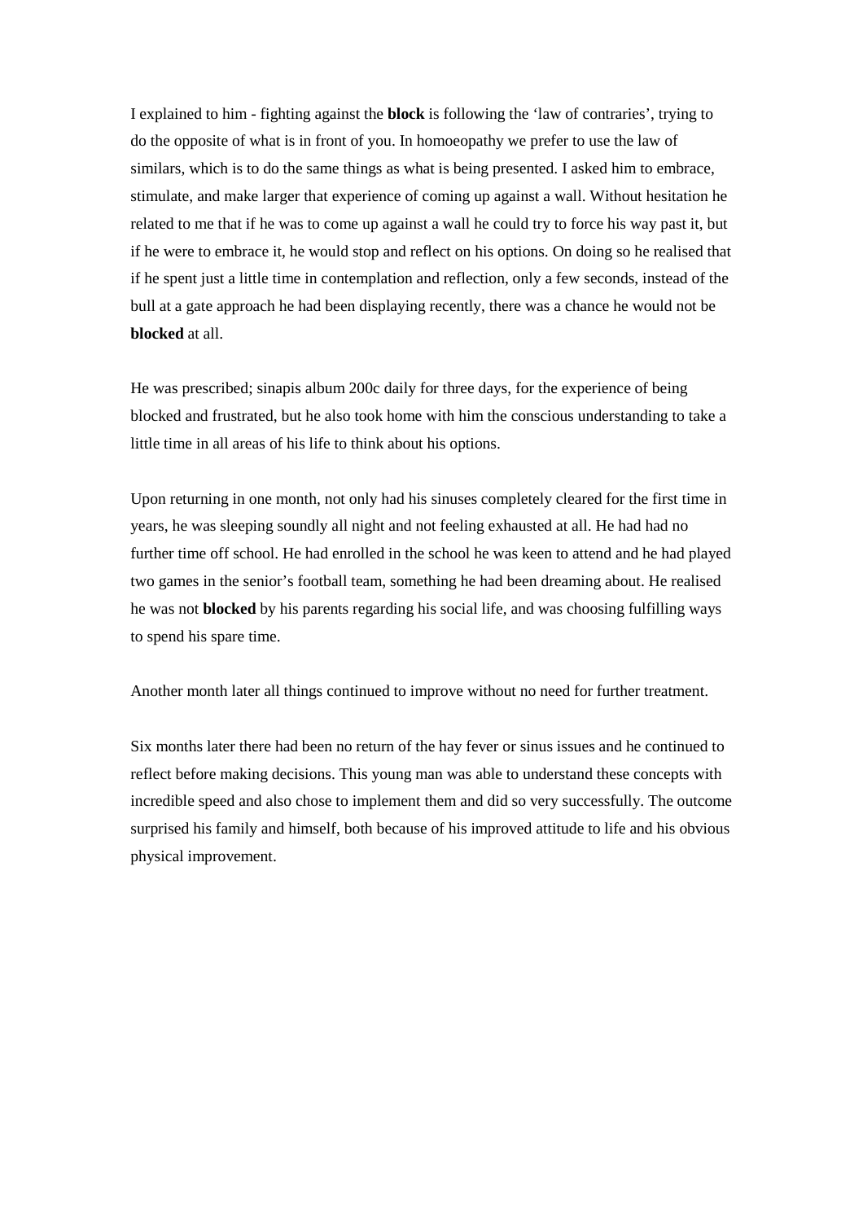I explained to him - fighting against the **block** is following the 'law of contraries', trying to do the opposite of what is in front of you. In homoeopathy we prefer to use the law of similars, which is to do the same things as what is being presented. I asked him to embrace, stimulate, and make larger that experience of coming up against a wall. Without hesitation he related to me that if he was to come up against a wall he could try to force his way past it, but if he were to embrace it, he would stop and reflect on his options. On doing so he realised that if he spent just a little time in contemplation and reflection, only a few seconds, instead of the bull at a gate approach he had been displaying recently, there was a chance he would not be **blocked** at all.

He was prescribed; sinapis album 200c daily for three days, for the experience of being blocked and frustrated, but he also took home with him the conscious understanding to take a little time in all areas of his life to think about his options.

Upon returning in one month, not only had his sinuses completely cleared for the first time in years, he was sleeping soundly all night and not feeling exhausted at all. He had had no further time off school. He had enrolled in the school he was keen to attend and he had played two games in the senior's football team, something he had been dreaming about. He realised he was not **blocked** by his parents regarding his social life, and was choosing fulfilling ways to spend his spare time.

Another month later all things continued to improve without no need for further treatment.

Six months later there had been no return of the hay fever or sinus issues and he continued to reflect before making decisions. This young man was able to understand these concepts with incredible speed and also chose to implement them and did so very successfully. The outcome surprised his family and himself, both because of his improved attitude to life and his obvious physical improvement.